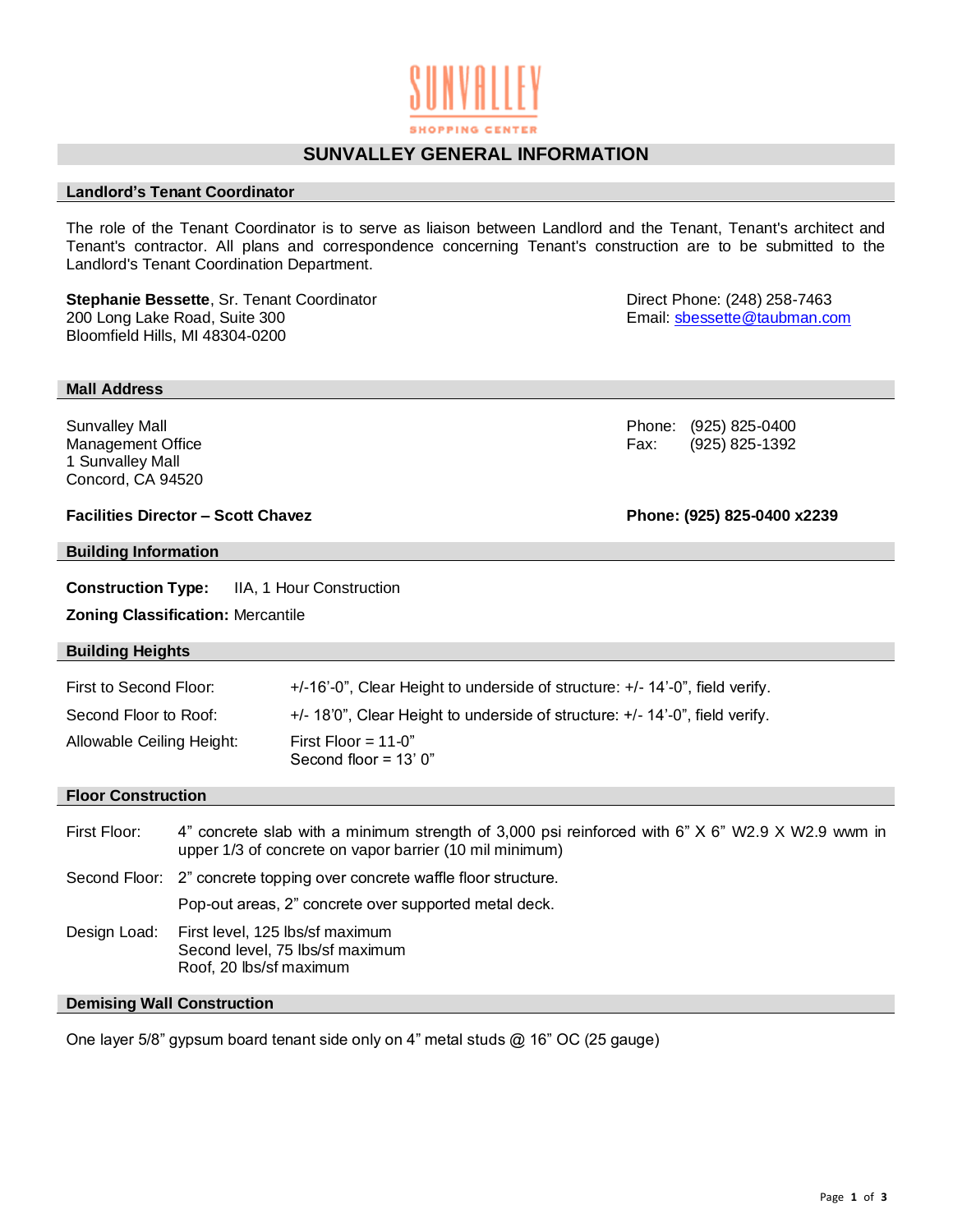# SUNVALLEY GENERAL INFORMATION

## Landlord's Tenant Coordinator

The role of the Tenant Coordinator is to serve as liaison between Landlord and the Tenant, Tenant's architect and Tenant's contractor. All plans and correspondence concerning Tenant's construction are to be submitted to the Landlord's Tenant Coordination Department.

**Stephanie Bessette**, Sr. Tenant Coordinator
200 Long Lake Road, Suite 300
Bloomfield Hills, MI 48304-0200

Direct Phone: (248) 258-7463
Email: sbessette@taubman.com

## Mall Address

Sunvalley Mall
Management Office
1 Sunvalley Mall
Concord, CA 94520

Phone: (925) 825-0400
Fax: (925) 825-1392

**Facilities Director – Scott Chavez**

**Phone: (925) 825-0400 x2239**

## Building Information

**Construction Type:** IIA, 1 Hour Construction

**Zoning Classification:** Mercantile

## Building Heights

| | |
|---|---|
| First to Second Floor: | +/-16'-0", Clear Height to underside of structure: +/- 14'-0", field verify. |
| Second Floor to Roof: | +/- 18'0", Clear Height to underside of structure: +/- 14'-0", field verify. |
| Allowable Ceiling Height: | First Floor = 11-0"<br>Second floor = 13' 0" |

## Floor Construction

| | |
|---|---|
| First Floor: | 4" concrete slab with a minimum strength of 3,000 psi reinforced with 6" X 6" W2.9 X W2.9 wwm in upper 1/3 of concrete on vapor barrier (10 mil minimum) |
| Second Floor: | 2" concrete topping over concrete waffle floor structure.<br>Pop-out areas, 2" concrete over supported metal deck. |
| Design Load: | First level, 125 lbs/sf maximum<br>Second level, 75 lbs/sf maximum<br>Roof, 20 lbs/sf maximum |

## Demising Wall Construction

One layer 5/8" gypsum board tenant side only on 4" metal studs @ 16" OC (25 gauge)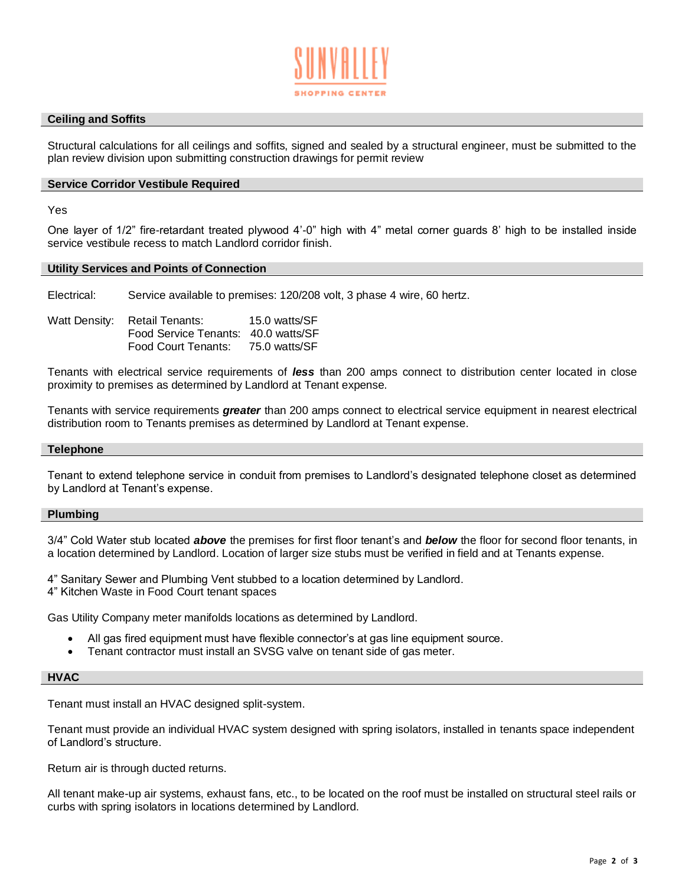## Ceiling and Soffits

Structural calculations for all ceilings and soffits, signed and sealed by a structural engineer, must be submitted to the plan review division upon submitting construction drawings for permit review

## Service Corridor Vestibule Required

Yes

One layer of 1/2" fire-retardant treated plywood 4'-0" high with 4" metal corner guards 8' high to be installed inside service vestibule recess to match Landlord corridor finish.

## Utility Services and Points of Connection

Electrical: Service available to premises: 120/208 volt, 3 phase 4 wire, 60 hertz.

| Watt Density: | | |
|---|---|---|
| | Retail Tenants: | 15.0 watts/SF |
| | Food Service Tenants: | 40.0 watts/SF |
| | Food Court Tenants: | 75.0 watts/SF |

Tenants with electrical service requirements of ***less*** than 200 amps connect to distribution center located in close proximity to premises as determined by Landlord at Tenant expense.

Tenants with service requirements ***greater*** than 200 amps connect to electrical service equipment in nearest electrical distribution room to Tenants premises as determined by Landlord at Tenant expense.

## Telephone

Tenant to extend telephone service in conduit from premises to Landlord's designated telephone closet as determined by Landlord at Tenant's expense.

## Plumbing

3/4" Cold Water stub located ***above*** the premises for first floor tenant's and ***below*** the floor for second floor tenants, in a location determined by Landlord. Location of larger size stubs must be verified in field and at Tenants expense.

4" Sanitary Sewer and Plumbing Vent stubbed to a location determined by Landlord.
4" Kitchen Waste in Food Court tenant spaces

Gas Utility Company meter manifolds locations as determined by Landlord.

- All gas fired equipment must have flexible connector's at gas line equipment source.
- Tenant contractor must install an SVSG valve on tenant side of gas meter.

## HVAC

Tenant must install an HVAC designed split-system.

Tenant must provide an individual HVAC system designed with spring isolators, installed in tenants space independent of Landlord's structure.

Return air is through ducted returns.

All tenant make-up air systems, exhaust fans, etc., to be located on the roof must be installed on structural steel rails or curbs with spring isolators in locations determined by Landlord.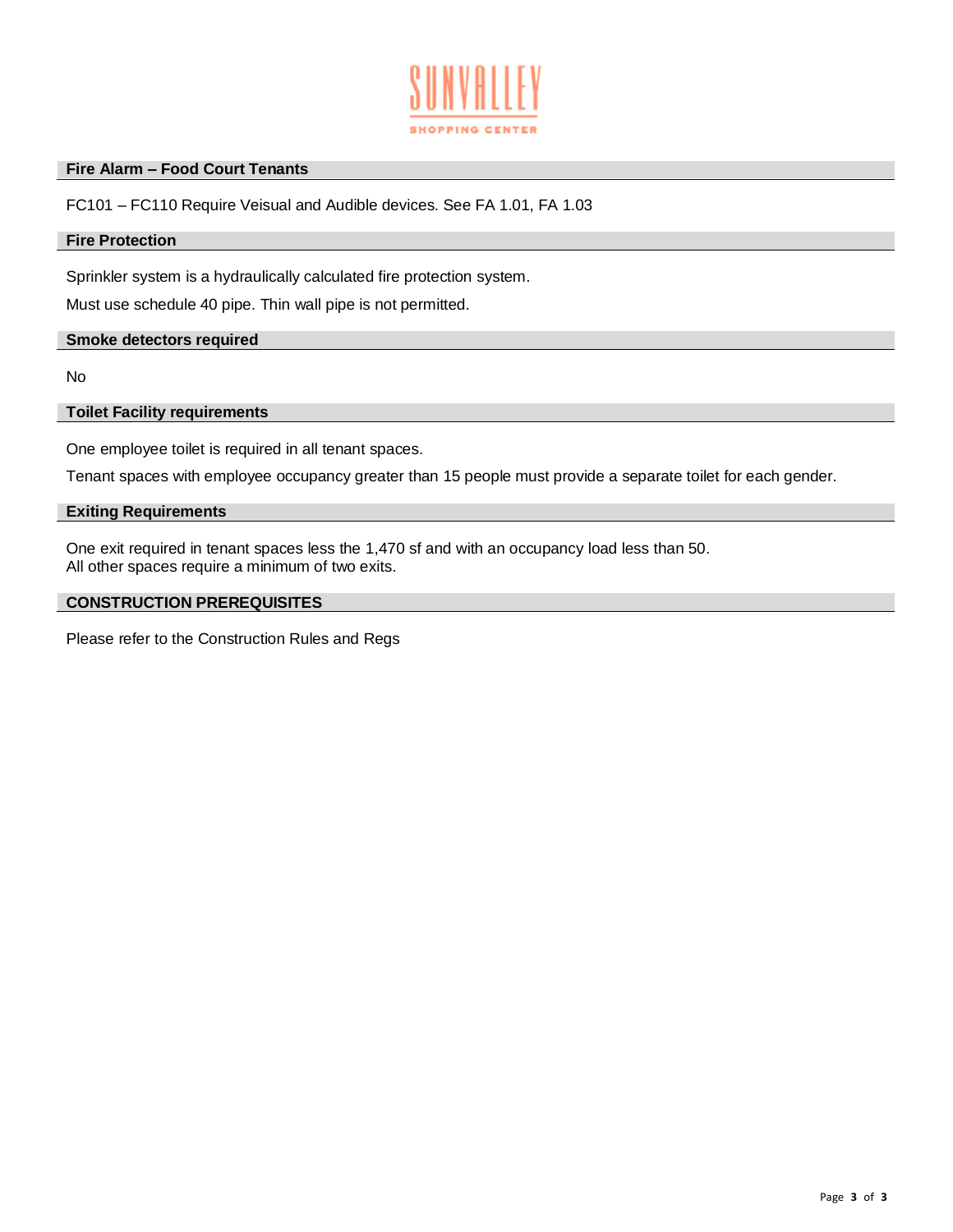## Fire Alarm – Food Court Tenants

FC101 – FC110 Require Veisual and Audible devices. See FA 1.01, FA 1.03

## Fire Protection

Sprinkler system is a hydraulically calculated fire protection system.

Must use schedule 40 pipe. Thin wall pipe is not permitted.

## Smoke detectors required

No

## Toilet Facility requirements

One employee toilet is required in all tenant spaces.

Tenant spaces with employee occupancy greater than 15 people must provide a separate toilet for each gender.

## Exiting Requirements

One exit required in tenant spaces less the 1,470 sf and with an occupancy load less than 50.
All other spaces require a minimum of two exits.

## CONSTRUCTION PREREQUISITES

Please refer to the Construction Rules and Regs